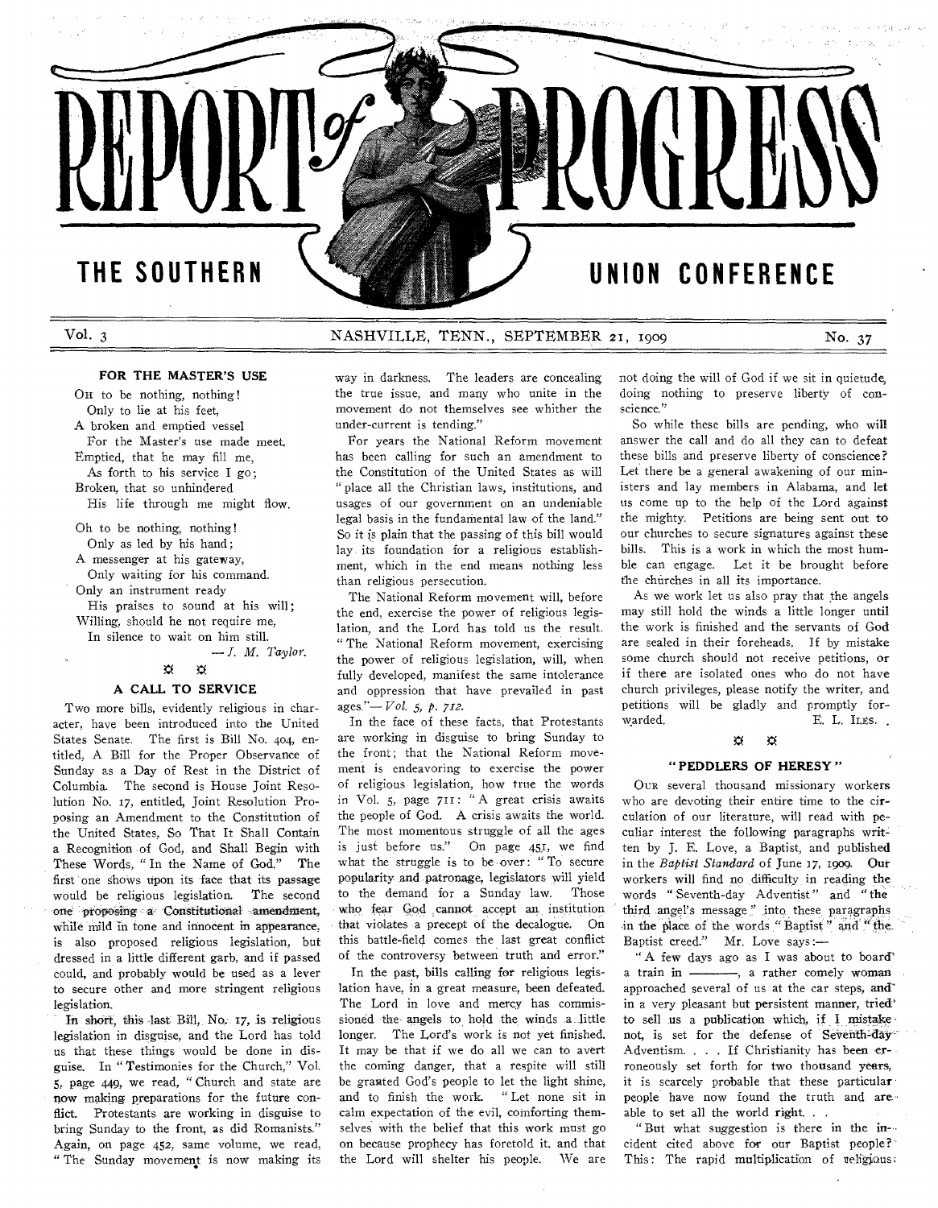# REPORT of PROGRESS

## THE SOUTHERN UNION CONFERENCE

Vol. 3 NASHVILLE, TENN., SEPTEMBER 21, 1909 No. 37

### FOR THE MASTER'S USE

Oh to be nothing, nothing!
Only to lie at his feet,
A broken and emptied vessel
For the Master's use made meet.
Emptied, that he may fill me,
As forth to his service I go;
Broken, that so unhindered
His life through me might flow.

Oh to be nothing, nothing!
Only as led by his hand;
A messenger at his gateway,
Only waiting for his command.
Only an instrument ready
His praises to sound at his will;
Willing, should he not require me,
In silence to wait on him still.

— *J. M. Taylor.*

### A CALL TO SERVICE

Two more bills, evidently religious in character, have been introduced into the United States Senate. The first is Bill No. 404, entitled, A Bill for the Proper Observance of Sunday as a Day of Rest in the District of Columbia. The second is House Joint Resolution No. 17, entitled, Joint Resolution Proposing an Amendment to the Constitution of the United States, So That It Shall Contain a Recognition of God, and Shall Begin with These Words, "In the Name of God." The first one shows upon its face that its passage would be religious legislation. The second one proposing a Constitutional amendment, while mild in tone and innocent in appearance, is also proposed religious legislation, but dressed in a little different garb, and if passed could, and probably would be used as a lever to secure other and more stringent religious legislation.

In short, this last Bill, No. 17, is religious legislation in disguise, and the Lord has told us that these things would be done in disguise. In "Testimonies for the Church," Vol. 5, page 449, we read, "Church and state are now making preparations for the future conflict. Protestants are working in disguise to bring Sunday to the front, as did Romanists." Again, on page 452, same volume, we read, "The Sunday movement is now making its way in darkness. The leaders are concealing the true issue, and many who unite in the movement do not themselves see whither the under-current is tending."

For years the National Reform movement has been calling for such an amendment to the Constitution of the United States as will "place all the Christian laws, institutions, and usages of our government on an undeniable legal basis in the fundamental law of the land." So it is plain that the passing of this bill would lay its foundation for a religious establishment, which in the end means nothing less than religious persecution.

The National Reform movement will, before the end, exercise the power of religious legislation, and the Lord has told us the result. "The National Reform movement, exercising the power of religious legislation, will, when fully developed, manifest the same intolerance and oppression that have prevailed in past ages."— *Vol. 5, p. 712.*

In the face of these facts, that Protestants are working in disguise to bring Sunday to the front; that the National Reform movement is endeavoring to exercise the power of religious legislation, how true the words in Vol. 5, page 711: "A great crisis awaits the people of God. A crisis awaits the world. The most momentous struggle of all the ages is just before us." On page 451, we find what the struggle is to be over: "To secure popularity and patronage, legislators will yield to the demand for a Sunday law. Those who fear God cannot accept an institution that violates a precept of the decalogue. On this battle-field comes the last great conflict of the controversy between truth and error."

In the past, bills calling for religious legislation have, in a great measure, been defeated. The Lord in love and mercy has commissioned the angels to hold the winds a little longer. The Lord's work is not yet finished. It may be that if we do all we can to avert the coming danger, that a respite will still be granted God's people to let the light shine, and to finish the work. "Let none sit in calm expectation of the evil, comforting themselves with the belief that this work must go on because prophecy has foretold it, and that the Lord will shelter his people. We are not doing the will of God if we sit in quietude, doing nothing to preserve liberty of conscience."

So while these bills are pending, who will answer the call and do all they can to defeat these bills and preserve liberty of conscience? Let there be a general awakening of our ministers and lay members in Alabama, and let us come up to the help of the Lord against the mighty. Petitions are being sent out to our churches to secure signatures against these bills. This is a work in which the most humble can engage. Let it be brought before the churches in all its importance.

As we work let us also pray that the angels may still hold the winds a little longer until the work is finished and the servants of God are sealed in their foreheads. If by mistake some church should not receive petitions, or if there are isolated ones who do not have church privileges, please notify the writer, and petitions will be gladly and promptly forwarded.

E. L. Iles.

### "PEDDLERS OF HERESY"

Our several thousand missionary workers who are devoting their entire time to the circulation of our literature, will read with peculiar interest the following paragraphs written by J. E. Love, a Baptist, and published in the *Baptist Standard* of June 17, 1909. Our workers will find no difficulty in reading the words "Seventh-day Adventist" and "the third angel's message" into these paragraphs in the place of the words "Baptist" and "the Baptist creed." Mr. Love says:—

"A few days ago as I was about to board a train in ———, a rather comely woman approached several of us at the car steps, and in a very pleasant but persistent manner, tried to sell us a publication which, if I mistake not, is set for the defense of Seventh-day Adventism. . . . If Christianity has been erroneously set forth for two thousand years, it is scarcely probable that these particular people have now found the truth and are able to set all the world right. . .

"But what suggestion is there in the incident cited above for our Baptist people? This: The rapid multiplication of religious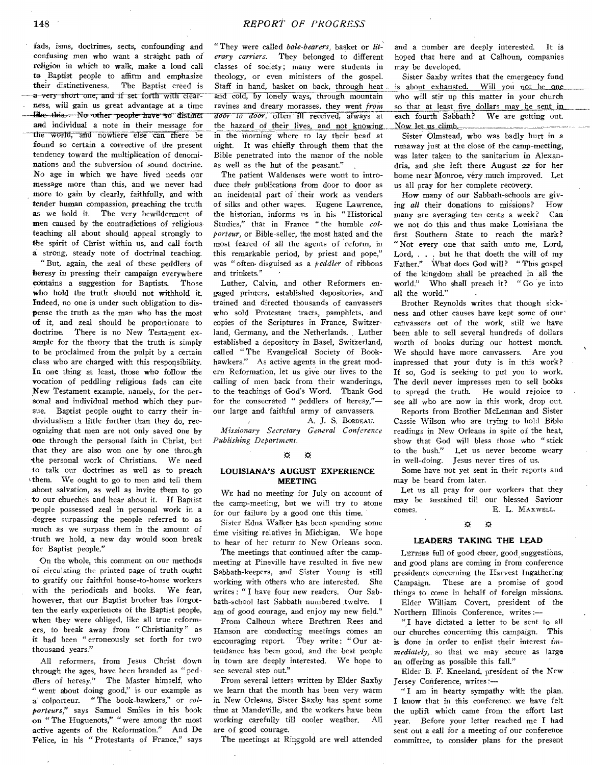fads, isms, doctrines, sects, confounding and confusing men who want a straight path of religion in which to walk, make a loud call to Baptist people to affirm and emphasize their distinctiveness. The Baptist creed is a very short one, and if set forth with clearness, will gain us great advantage at a time like this. No other people have so distinct and individual a note in their message for the world, and nowhere else can there be found so certain a corrective of the present tendency toward the multiplication of denominations and the subversion of sound doctrine. No age in which we have lived needs our message more than this, and we never had more to gain by clearly, faithfully, and with tender human compassion, preaching the truth as we hold it. The very bewilderment of men caused by the contradictions of religious teaching all about should appeal strongly to the spirit of Christ within us, and call forth a strong, steady note of doctrinal teaching.

"But, again, the zeal of these peddlers of heresy in pressing their campaign everywhere contains a suggestion for Baptists. Those who hold the truth should not withhold it. Indeed, no one is under such obligation to dispense the truth as the man who has the most of it, and zeal should be proportionate to doctrine. There is no New Testament example for the theory that the truth is simply to be proclaimed from the pulpit by a certain class who are charged with this responsibility. In one thing at least, those who follow the vocation of peddling religious fads can cite New Testament example, namely, for the personal and individual method which they pursue. Baptist people ought to carry their individualism a little further than they do, recognizing that men are not only saved one by one through the personal faith in Christ, but that they are also won one by one through the personal work of Christians. We need to talk our doctrines as well as to preach them. We ought to go to men and tell them about salvation, as well as invite them to go to our churches and hear about it. If Baptist people possessed zeal in personal work in a degree surpassing the people referred to as much as we surpass them in the amount of truth we hold, a new day would soon break for Baptist people."

On the whole, this comment on our methods of circulating the printed page of truth ought to gratify our faithful house-to-house workers with the periodicals and books. We fear, however, that our Baptist brother has forgotten the early experiences of the Baptist people, when they were obliged, like all true reformers, to break away from "Christianity" as it had been "erroneously set forth for two thousand years."

All reformers, from Jesus Christ down through the ages, have been branded as "peddlers of heresy." The Master himself, who "went about doing good," is our example as a colporteur. "The book-hawkers," or *colporteurs*," says Samuel Smiles in his book on "The Huguenots," "were among the most active agents of the Reformation." And De Felice, in his "Protestants of France," says "They were called *bale-bearers*, basket or *literary carriers*. They belonged to different classes of society; many were students in theology, or even ministers of the gospel. Staff in hand, basket on back, through heat and cold, by lonely ways, through mountain ravines and dreary morasses, they went *from door to door*, often ill received, always at the hazard of their lives, and not knowing in the morning where to lay their head at night. It was chiefly through them that the Bible penetrated into the manor of the noble as well as the hut of the peasant."

The patient Waldenses were wont to introduce their publications from door to door as an incidental part of their work as venders of silks and other wares. Eugene Lawrence, the historian, informs us in his "Historical Studies," that in France "the humble *colporteur*, or Bible-seller, the most hated and the most feared of all the agents of reform, in this remarkable period, by priest and pope," was "often disguised as a *peddler* of ribbons and trinkets."

Luther, Calvin, and other Reformers engaged printers, established depositories, and trained and directed thousands of canvassers who sold Protestant tracts, pamphlets, and copies of the Scriptures in France, Switzerland, Germany, and the Netherlands. Luther established a depository in Basel, Switzerland, called "The Evangelical Society of Bookhawkers." As active agents in the great modern Reformation, let us give our lives to the calling of men back from their wanderings, to the teachings of God's Word. Thank God for the consecrated "peddlers of heresy,"—our large and faithful army of canvassers.

A. J. S. BORDEAU.

*Missionary Secretary General Conference Publishing Department.*

## LOUISIANA'S AUGUST EXPERIENCE MEETING

WE had no meeting for July on account of the camp-meeting, but we will try to atone for our failure by a good one this time.

Sister Edna Walker has been spending some time visiting relatives in Michigan. We hope to hear of her return to New Orleans soon.

The meetings that continued after the camp-meeting at Pineville have resulted in five new Sabbath-keepers, and Sister Young is still working with others who are interested. She writes: "I have four new readers. Our Sabbath-school last Sabbath numbered twelve. I am of good courage, and enjoy my new field."

From Calhoun where Brethren Rees and Hanson are conducting meetings comes an encouraging report. They write: "Our attendance has been good, and the best people in town are deeply interested. We hope to see several step out."

From several letters written by Elder Saxby we learn that the month has been very warm in New Orleans, Sister Saxby has spent some time at Mandeville, and the workers have been working carefully till cooler weather. All are of good courage.

The meetings at Ringgold are well attended and a number are deeply interested. It is hoped that here and at Calhoun, companies may be developed.

Sister Saxby writes that the emergency fund is about exhausted. Will you not be one who will stir up this matter in your church so that at least five dollars may be sent in each fourth Sabbath? We are getting out. Now let us climb.

Sister Olmstead, who was badly hurt in a runaway just at the close of the camp-meeting, was later taken to the sanitarium in Alexandria, and she left there August 22 for her home near Monroe, very much improved. Let us all pray for her complete recovery.

How many of our Sabbath-schools are giving *all* their donations to missions? How many are averaging ten cents a week? Can we not do this and thus make Louisiana the first Southern State to reach the mark? "Not every one that saith unto me, Lord, Lord, . . . but he that doeth the will of my Father." What does God will? "This gospel of the kingdom shall be preached in all the world." Who shall preach it? "Go ye into all the world."

Brother Reynolds writes that though sickness and other causes have kept some of our canvassers out of the work, still we have been able to sell several hundreds of dollars worth of books during our hottest month. We should have more canvassers. Are you impressed that your duty is in this work? If so, God is seeking to put you to work. The devil never impresses men to sell books to spread the truth. He would rejoice to see all who are now in this work, drop out.

Reports from Brother McLennan and Sister Cassie Wilson who are trying to hold Bible readings in New Orleans in spite of the heat, show that God will bless those who "stick to the bush." Let us never become weary in well-doing. Jesus never tires of us.

Some have not yet sent in their reports and may be heard from later.

Let us all pray for our workers that they may be sustained till our blessed Saviour comes.

E. L. MAXWELL.

## LEADERS TAKING THE LEAD

LETTERS full of good cheer, good suggestions, and good plans are coming in from conference presidents concerning the Harvest Ingathering Campaign. These are a promise of good things to come in behalf of foreign missions.

Elder William Covert, president of the Northern Illinois Conference, writes:—

"I have dictated a letter to be sent to all our churches concerning this campaign. This is done in order to enlist their interest *immediately*, so that we may secure as large an offering as possible this fall."

Elder B. F. Kneeland, president of the New Jersey Conference, writes:—

"I am in hearty sympathy with the plan. I know that in this conference we have felt the uplift which came from the effort last year. Before your letter reached me I had sent out a call for a meeting of our conference committee, to consider plans for the present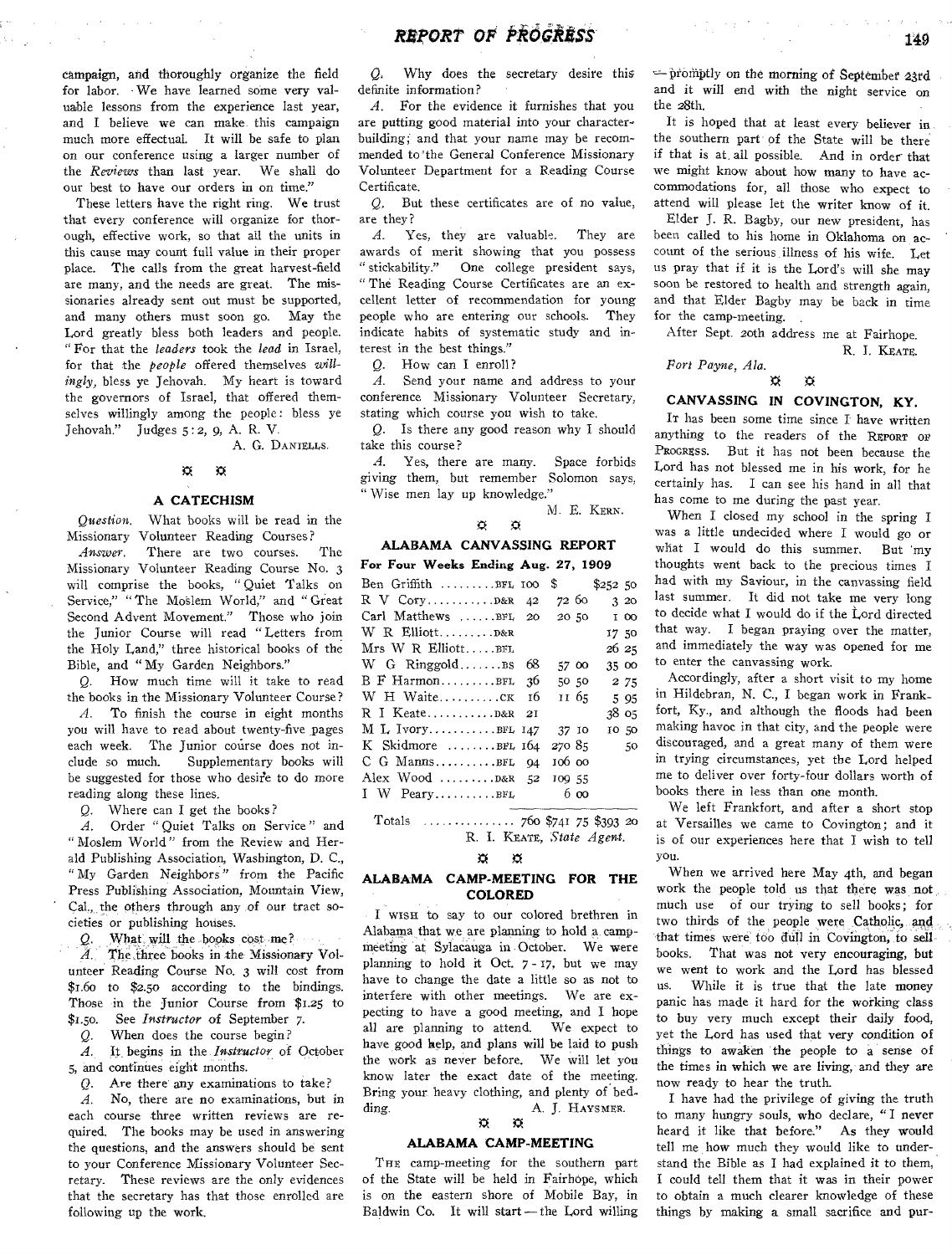campaign, and thoroughly organize the field for labor. We have learned some very valuable lessons from the experience last year, and I believe we can make this campaign much more effectual. It will be safe to plan on our conference using a larger number of the *Reviews* than last year. We shall do our best to have our orders in on time."

These letters have the right ring. We trust that every conference will organize for thorough, effective work, so that all the units in this cause may count full value in their proper place. The calls from the great harvest-field are many, and the needs are great. The missionaries already sent out must be supported, and many others must soon go. May the Lord greatly bless both leaders and people. "For that the *leaders* took the *lead* in Israel, for that the *people* offered themselves *willingly*, bless ye Jehovah. My heart is toward the governors of Israel, that offered themselves willingly among the people: bless ye Jehovah." Judges 5:2, 9, A. R. V.

A. G. DANIELLS.

## A CATECHISM

*Question.* What books will be read in the Missionary Volunteer Reading Courses?

*Answer.* There are two courses. The Missionary Volunteer Reading Course No. 3 will comprise the books, "Quiet Talks on Service," "The Moslem World," and "Great Second Advent Movement." Those who join the Junior Course will read "Letters from the Holy Land," three historical books of the Bible, and "My Garden Neighbors."

*Q.* How much time will it take to read the books in the Missionary Volunteer Course?

*A.* To finish the course in eight months you will have to read about twenty-five pages each week. The Junior course does not include so much. Supplementary books will be suggested for those who desire to do more reading along these lines.

*Q.* Where can I get the books?

*A.* Order "Quiet Talks on Service" and "Moslem World" from the Review and Herald Publishing Association, Washington, D. C., "My Garden Neighbors" from the Pacific Press Publishing Association, Mountain View, Cal., the others through any of our tract societies or publishing houses.

*Q.* What will the books cost me?

*A.* The three books in the Missionary Volunteer Reading Course No. 3 will cost from $1.60 to $2.50 according to the bindings. Those in the Junior Course from $1.25 to $1.50. See *Instructor* of September 7.

*Q.* When does the course begin?

*A.* It begins in the *Instructor* of October 5, and continues eight months.

*Q.* Are there any examinations to take?

*A.* No, there are no examinations, but in each course three written reviews are required. The books may be used in answering the questions, and the answers should be sent to your Conference Missionary Volunteer Secretary. These reviews are the only evidences that the secretary has that those enrolled are following up the work.

*Q.* Why does the secretary desire this definite information?

*A.* For the evidence it furnishes that you are putting good material into your character-building; and that your name may be recommended to the General Conference Missionary Volunteer Department for a Reading Course Certificate.

*Q.* But these certificates are of no value, are they?

*A.* Yes, they are valuable. They are awards of merit showing that you possess "stickability." One college president says, "The Reading Course Certificates are an excellent letter of recommendation for young people who are entering our schools. They indicate habits of systematic study and interest in the best things."

*Q.* How can I enroll?

*A.* Send your name and address to your conference Missionary Volunteer Secretary, stating which course you wish to take.

*Q.* Is there any good reason why I should take this course?

*A.* Yes, there are many. Space forbids giving them, but remember Solomon says, "Wise men lay up knowledge."

M. E. KERN.

## ALABAMA CANVASSING REPORT

**For Four Weeks Ending Aug. 27, 1909**

| Name | Book | Hrs. | Value | Deliv. |
|---|---|---|---|---|
| Ben Griffith | BFL | 100 | $ | $252 50 |
| R V Cory | D&R | 42 | 72 60 | 3 20 |
| Carl Matthews | BFL | 20 | 20 50 | 1 00 |
| W R Elliott | D&R | | | 17 50 |
| Mrs W R Elliott | BFL | | | 26 25 |
| W G Ringgold | BS | 68 | 57 00 | 35 00 |
| B F Harmon | BFL | 36 | 50 50 | 2 75 |
| W H Waite | CK | 16 | 11 65 | 5 95 |
| R I Keate | D&R | 21 | | 38 05 |
| M L Ivory | BFL | 147 | 37 10 | 10 50 |
| K Skidmore | BFL | 164 | 270 85 | 50 |
| C G Manns | BFL | 94 | 106 00 | |
| Alex Wood | D&R | 52 | 109 55 | |
| I W Peary | BFL | | 6 00 | |
| Totals | | 760 | $741 75 | $393 20 |

R. I. KEATE, *State Agent.*

## ALABAMA CAMP-MEETING FOR THE COLORED

I WISH to say to our colored brethren in Alabama that we are planning to hold a camp-meeting at Sylacauga in October. We were planning to hold it Oct. 7-17, but we may have to change the date a little so as not to interfere with other meetings. We are expecting to have a good meeting, and I hope all are planning to attend. We expect to have good help, and plans will be laid to push the work as never before. We will let you know later the exact date of the meeting. Bring your heavy clothing, and plenty of bedding.

A. J. HAYSMER.

## ALABAMA CAMP-MEETING

THE camp-meeting for the southern part of the State will be held in Fairhope, which is on the eastern shore of Mobile Bay, in Baldwin Co. It will start — the Lord willing — promptly on the morning of September 23rd and it will end with the night service on the 28th.

It is hoped that at least every believer in the southern part of the State will be there if that is at all possible. And in order that we might know about how many to have accommodations for, all those who expect to attend will please let the writer know of it.

Elder J. R. Bagby, our new president, has been called to his home in Oklahoma on account of the serious illness of his wife. Let us pray that if it is the Lord's will she may soon be restored to health and strength again, and that Elder Bagby may be back in time for the camp-meeting.

After Sept. 20th address me at Fairhope.

R. I. KEATE.

*Fort Payne, Ala.*

## CANVASSING IN COVINGTON, KY.

IT has been some time since I have written anything to the readers of the REPORT OF PROGRESS. But it has not been because the Lord has not blessed me in his work, for he certainly has. I can see his hand in all that has come to me during the past year.

When I closed my school in the spring I was a little undecided where I would go or what I would do this summer. But my thoughts went back to the precious times I had with my Saviour, in the canvassing field last summer. It did not take me very long to decide what I would do if the Lord directed that way. I began praying over the matter, and immediately the way was opened for me to enter the canvassing work.

Accordingly, after a short visit to my home in Hildebran, N. C., I began work in Frankfort, Ky., and although the floods had been making havoc in that city, and the people were discouraged, and a great many of them were in trying circumstances, yet the Lord helped me to deliver over forty-four dollars worth of books there in less than one month.

We left Frankfort, and after a short stop at Versailles we came to Covington; and it is of our experiences here that I wish to tell you.

When we arrived here May 4th, and began work the people told us that there was not much use of our trying to sell books; for two thirds of the people were Catholic, and that times were too dull in Covington, to sell books. That was not very encouraging, but we went to work and the Lord has blessed us. While it is true that the late money panic has made it hard for the working class to buy very much except their daily food, yet the Lord has used that very condition of things to awaken the people to a sense of the times in which we are living, and they are now ready to hear the truth.

I have had the privilege of giving the truth to many hungry souls, who declare, "I never heard it like that before." As they would tell me how much they would like to understand the Bible as I had explained it to them, I could tell them that it was in their power to obtain a much clearer knowledge of these things by making a small sacrifice and pur-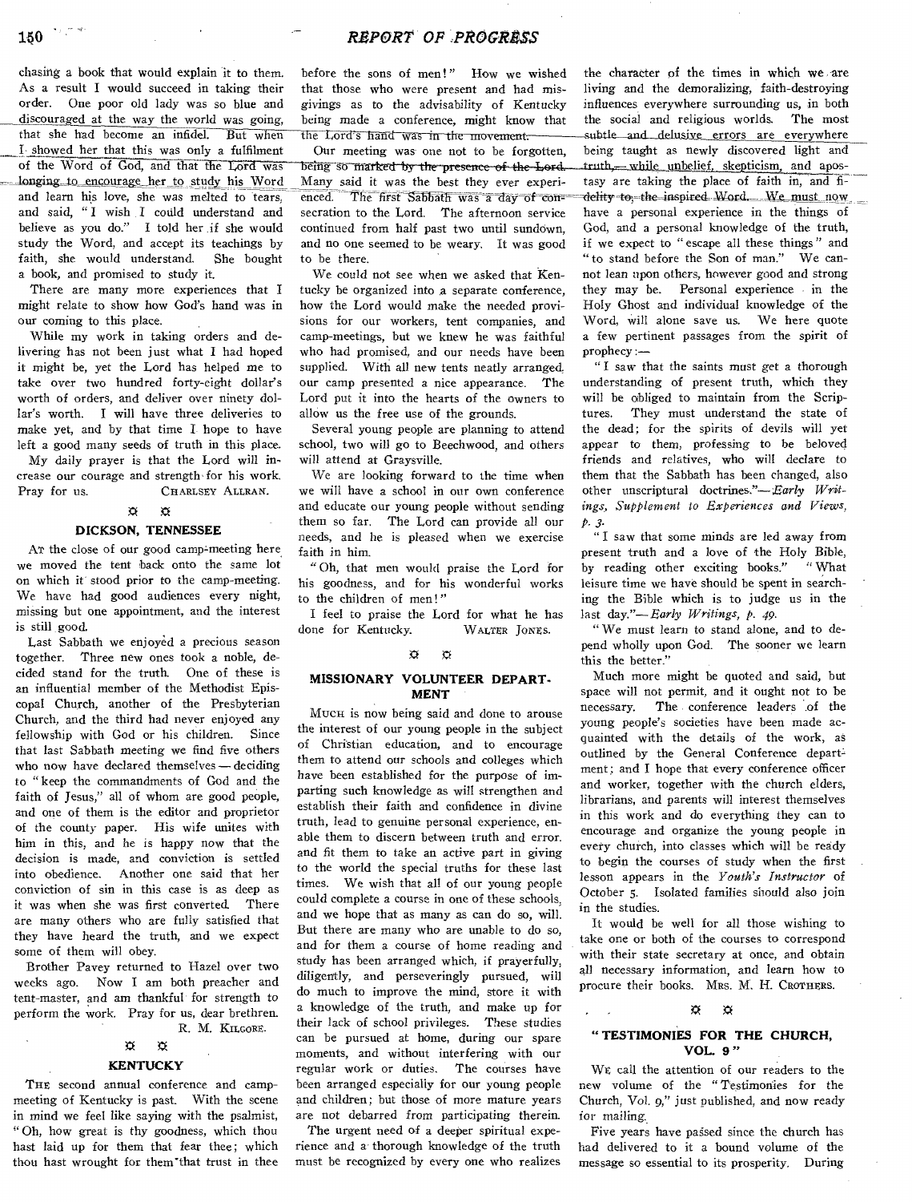chasing a book that would explain it to them. As a result I would succeed in taking their order. One poor old lady was so blue and discouraged at the way the world was going, that she had become an infidel. But when I showed her that this was only a fulfilment of the Word of God, and that the Lord was longing to encourage her to study his Word and learn his love, she was melted to tears, and said, "I wish I could understand and believe as you do." I told her if she would study the Word, and accept its teachings by faith, she would understand. She bought a book, and promised to study it.

There are many more experiences that I might relate to show how God's hand was in our coming to this place.

While my work in taking orders and delivering has not been just what I had hoped it might be, yet the Lord has helped me to take over two hundred forty-eight dollar's worth of orders, and deliver over ninety dollar's worth. I will have three deliveries to make yet, and by that time I hope to have left a good many seeds of truth in this place.

My daily prayer is that the Lord will increase our courage and strength for his work. Pray for us. CHARLSEY ALLRAN.

## DICKSON, TENNESSEE

AT the close of our good camp-meeting here we moved the tent back onto the same lot on which it stood prior to the camp-meeting. We have had good audiences every night, missing but one appointment, and the interest is still good.

Last Sabbath we enjoyed a precious season together. Three new ones took a noble, decided stand for the truth. One of these is an influential member of the Methodist Episcopal Church, another of the Presbyterian Church, and the third had never enjoyed any fellowship with God or his children. Since that last Sabbath meeting we find five others who now have declared themselves — deciding to "keep the commandments of God and the faith of Jesus," all of whom are good people, and one of them is the editor and proprietor of the county paper. His wife unites with him in this, and he is happy now that the decision is made, and conviction is settled into obedience. Another one said that her conviction of sin in this case is as deep as it was when she was first converted. There are many others who are fully satisfied that they have heard the truth, and we expect some of them will obey.

Brother Pavey returned to Hazel over two weeks ago. Now I am both preacher and tent-master, and am thankful for strength to perform the work. Pray for us, dear brethren.

R. M. KILGORE.

## KENTUCKY

THE second annual conference and camp-meeting of Kentucky is past. With the scene in mind we feel like saying with the psalmist, "Oh, how great is thy goodness, which thou hast laid up for them that fear thee; which thou hast wrought for them that trust in thee before the sons of men!" How we wished that those who were present and had misgivings as to the advisability of Kentucky being made a conference, might know that the Lord's hand was in the movement.

Our meeting was one not to be forgotten, being so marked by the presence of the Lord. Many said it was the best they ever experienced. The first Sabbath was a day of consecration to the Lord. The afternoon service continued from half past two until sundown, and no one seemed to be weary. It was good to be there.

We could not see when we asked that Kentucky be organized into a separate conference, how the Lord would make the needed provisions for our workers, tent companies, and camp-meetings, but we knew he was faithful who had promised, and our needs have been supplied. With all new tents neatly arranged, our camp presented a nice appearance. The Lord put it into the hearts of the owners to allow us the free use of the grounds.

Several young people are planning to attend school, two will go to Beechwood, and others will attend at Graysville.

We are looking forward to the time when we will have a school in our own conference and educate our young people without sending them so far. The Lord can provide all our needs, and he is pleased when we exercise faith in him.

"Oh, that men would praise the Lord for his goodness, and for his wonderful works to the children of men!"

I feel to praise the Lord for what he has done for Kentucky. WALTER JONES.

## MISSIONARY VOLUNTEER DEPARTMENT

MUCH is now being said and done to arouse the interest of our young people in the subject of Christian education, and to encourage them to attend our schools and colleges which have been established for the purpose of imparting such knowledge as will strengthen and establish their faith and confidence in divine truth, lead to genuine personal experience, enable them to discern between truth and error, and fit them to take an active part in giving to the world the special truths for these last times. We wish that all of our young people could complete a course in one of these schools, and we hope that as many as can do so, will. But there are many who are unable to do so, and for them a course of home reading and study has been arranged which, if prayerfully, diligently, and perseveringly pursued, will do much to improve the mind, store it with a knowledge of the truth, and make up for their lack of school privileges. These studies can be pursued at home, during our spare moments, and without interfering with our regular work or duties. The courses have been arranged especially for our young people and children; but those of more mature years are not debarred from participating therein.

The urgent need of a deeper spiritual experience and a thorough knowledge of the truth must be recognized by every one who realizes the character of the times in which we are living and the demoralizing, faith-destroying influences everywhere surrounding us, in both the social and religious worlds. The most subtle and delusive errors are everywhere being taught as newly discovered light and truth, while unbelief, skepticism, and apostasy are taking the place of faith in, and fidelity to, the inspired Word. We must now have a personal experience in the things of God, and a personal knowledge of the truth, if we expect to "escape all these things" and "to stand before the Son of man." We cannot lean upon others, however good and strong they may be. Personal experience in the Holy Ghost and individual knowledge of the Word, will alone save us. We here quote a few pertinent passages from the spirit of prophecy:—

"I saw that the saints must get a thorough understanding of present truth, which they will be obliged to maintain from the Scriptures. They must understand the state of the dead; for the spirits of devils will yet appear to them, professing to be beloved friends and relatives, who will declare to them that the Sabbath has been changed, also other unscriptural doctrines."—*Early Writings, Supplement to Experiences and Views, p. 3.*

"I saw that some minds are led away from present truth and a love of the Holy Bible, by reading other exciting books." "What leisure time we have should be spent in searching the Bible which is to judge us in the last day."—*Early Writings, p. 49.*

"We must learn to stand alone, and to depend wholly upon God. The sooner we learn this the better."

Much more might be quoted and said, but space will not permit, and it ought not to be necessary. The conference leaders of the young people's societies have been made acquainted with the details of the work, as outlined by the General Conference department; and I hope that every conference officer and worker, together with the church elders, librarians, and parents will interest themselves in this work and do everything they can to encourage and organize the young people in every church, into classes which will be ready to begin the courses of study when the first lesson appears in the *Youth's Instructor* of October 5. Isolated families should also join in the studies.

It would be well for all those wishing to take one or both of the courses to correspond with their state secretary at once, and obtain all necessary information, and learn how to procure their books. MRS. M. H. CROTHERS.

## "TESTIMONIES FOR THE CHURCH, VOL. 9"

WE call the attention of our readers to the new volume of the "Testimonies for the Church, Vol. 9," just published, and now ready for mailing.

Five years have passed since the church has had delivered to it a bound volume of the message so essential to its prosperity. During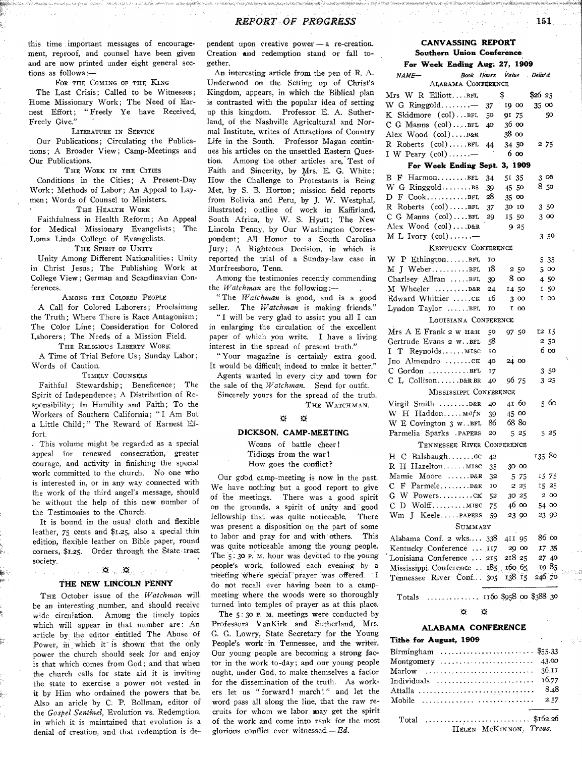this time important messages of encouragement, reproof, and counsel have been given and are now printed under eight general sections as follows:—

FOR THE COMING OF THE KING

The Last Crisis; Called to be Witnesses; Home Missionary Work; The Need of Earnest Effort; "Freely Ye have Received, Freely Give."

LITERATURE IN SERVICE

Our Publications; Circulating the Publications; A Broader View; Camp-Meetings and Our Publications.

THE WORK IN THE CITIES

Conditions in the Cities; A Present-Day Work; Methods of Labor; An Appeal to Laymen; Words of Counsel to Ministers.

THE HEALTH WORK

Faithfulness in Health Reform; An Appeal for Medical Missionary Evangelists; The Loma Linda College of Evangelists.

THE SPIRIT OF UNITY

Unity Among Different Nationalities; Unity in Christ Jesus; The Publishing Work at College View; German and Scandinavian Conferences.

AMONG THE COLORED PEOPLE

A Call for Colored Laborers; Proclaiming the Truth; Where There is Race Antagonism; The Color Line; Consideration for Colored Laborers; The Needs of a Mission Field.

THE RELIGIOUS LIBERTY WORK

A Time of Trial Before Us; Sunday Labor; Words of Caution.

TIMELY COUNSELS

Faithful Stewardship; Beneficence; The Spirit of Independence; A Distribution of Responsibility; In Humility and Faith; To the Workers of Southern California; "I Am But a Little Child;" The Reward of Earnest Effort.

This volume might be regarded as a special appeal for renewed consecration, greater courage, and activity in finishing the special work committed to the church. No one who is interested in, or in any way connected with the work of the third angel's message, should be without the help of this new number of the Testimonies to the Church.

It is bound in the usual cloth and flexible leather, 75 cents and $1.25, also a special thin edition, flexible leather on Bible paper, round corners, $1.25. Order through the State tract society.

## THE NEW LINCOLN PENNY

THE October issue of the *Watchman* will be an interesting number, and should receive wide circulation. Among the timely topics which will appear in that number are: An article by the editor entitled The Abuse of Power, in which it is shown that the only power the church should seek for and enjoy is that which comes from God; and that when the church calls for state aid it is inviting the state to exercise a power not vested in it by Him who ordained the powers that be. Also an aricle by C. P. Bollman, editor of the *Gospel Sentinel,* Evolution vs. Redemption, in which it is maintained that evolution is a denial of creation, and that redemption is dependent upon creative power — a re-creation. Creation and redemption stand or fall together.

An interesting article from the pen of R. A. Underwood on the Setting up of Christ's Kingdom, appears, in which the Biblical plan is contrasted with the popular idea of setting up this kingdom. Professor E. A. Sutherland, of the Nashville Agricultural and Normal Institute, writes of Attractions of Country Life in the South. Professor Magan continues his articles on the unsettled Eastern Question. Among the other articles are, Test of Faith and Sincerity, by Mrs. E. G. White; How the Challenge to Protestants is Being Met, by S. B. Horton; mission field reports from Bolivia and Peru, by J. W. Westphal, illustrated; outline of work in Kaffirland, South Africa, by W. S. Hyatt; The New Lincoln Penny, by Our Washington Correspondent; All Honor to a South Carolina Jury; A Righteous Decision, in which is reported the trial of a Sunday-law case in Murfreesboro, Tenn.

Among the testimonies recently commending the *Watchman* are the following:—

"The *Watchman* is good, and is a good seller. The *Watchman* is making friends."

"I will be very glad to assist you all I can in enlarging the circulation of the excellent paper of which you write. I have a living interest in the spread of present truth."

"Your magazine is certainly extra good. It would be difficult indeed to make it better."

Agents wanted in every city and town for the sale of the *Watchman.* Send for outfit.

Sincerely yours for the spread of the truth.

THE WATCHMAN.

## DICKSON, CAMP-MEETING

WORDS of battle cheer!
Tidings from the war!
How goes the conflict?

Our good camp-meeting is now in the past. We have nothing but a good report to give of the meetings. There was a good spirit on the grounds, a spirit of unity and good fellowship that was quite noticeable. There was present a disposition on the part of some to labor and pray for and with others. This was quite noticeable among the young people. The 5:30 P. M. hour was devoted to the young people's work, followed each evening by a meeting where special prayer was offered. I do not recall ever having been to a camp-meeting where the woods were so thoroughly turned into temples of prayer as at this place.

The 5:30 P. M. meetings were conducted by Professors VanKirk and Sutherland, Mrs. G. G. Lowry, State Secretary for the Young People's work in Tennessee, and the writer. Our young people are becoming a strong factor in the work to-day; and our young people ought, under God, to make themselves a factor for the dissemination of the truth. As workers let us "forward! march!" and let the word pass all along the line, that the raw recruits for whom we labor may get the spirit of the work and come into rank for the most glorious conflict ever witnessed.— *Ed.*

## CANVASSING REPORT
### Southern Union Conference
### For Week Ending Aug. 27, 1909

| NAME— | Book | Hours | Value | Deliv'd |
|---|---|---|---|---|
| **ALABAMA CONFERENCE** | | | | |
| Mrs W R Elliott | BFL | | $ | $26 25 |
| W G Ringgold | — | 37 | 19 00 | 35 00 |
| K Skidmore (col) | BFL | 50 | 91 75 | 50 |
| C G Manns (col) | BFL | 40 | 36 00 | |
| Alex Wood (col) | D&R | | 38 00 | |
| R Roberts (col) | BFL | 44 | 34 50 | 2 75 |
| I W Peary (col) | — | | 6 00 | |
| **For Week Ending Sept. 3, 1909** | | | | |
| B F Harmon | BFL | 34 | 51 35 | 3 00 |
| W G Ringgold | BS | 39 | 45 50 | 8 50 |
| D F Cook | BFL | 28 | 35 00 | |
| R Roberts (col) | BFL | 37 | 30 10 | 3 50 |
| C G Manns (col) | BFL | 29 | 15 50 | 3 00 |
| Alex Wood (col) | D&R | | 9 25 | |
| M L Ivory (col) | — | | | 3 50 |
| **KENTUCKY CONFERENCE** | | | | |
| W P Ethington | BFL | 10 | | 5 35 |
| M J Weber | BFL | 18 | 2 50 | 5 00 |
| Charlsey Allran | BFL | 39 | 8 00 | 4 50 |
| M Wheeler | D&R | 24 | 14 50 | 1 50 |
| Edward Whittier | CK | 16 | 3 00 | 1 00 |
| Lyndon Taylor | BFL | 10 | 1 00 | |
| **LOUISIANA CONFERENCE** | | | | |
| Mrs A E Frank 2 w | H&H | 50 | 97 50 | 12 15 |
| Gertrude Evans 2 w | BFL | 58 | | 2 50 |
| I T Reynolds | MISC | 10 | | 6 00 |
| Jno Almendro | CK | 40 | 24 00 | |
| C Gordon | BFL | 17 | | 3 50 |
| C L Collison | D&R BR | 40 | 96 75 | 3 25 |
| **MISSISSIPPI CONFERENCE** | | | | |
| Virgil Smith | D&R | 40 | 41 60 | 5 60 |
| W H Haddon | MofN | 39 | 45 00 | |
| W E Covington 3 w | BFL | 86 | 68 80 | |
| Parmelia Sparks | PAPERS | 20 | 5 25 | 5 25 |
| **TENNESSEE RIVER CONFERENCE** | | | | |
| H C Balsbaugh | GC | 42 | | 135 80 |
| R H Hazelton | MISC | 35 | 30 00 | |
| Mamie Moore | D&R | 32 | 5 75 | 15 75 |
| C F Parmele | D&R | 10 | 2 25 | 15 25 |
| G W Powers | CK | 52 | 30 25 | 2 00 |
| C D Wolff | MISC | 75 | 46 00 | 54 00 |
| Wm J Keele | PAPERS | 59 | 23 90 | 23 90 |
| **SUMMARY** | | | | |
| Alabama Conf. 2 wks | | 338 | 411 95 | 86 00 |
| Kentucky Conference | | 117 | 29 00 | 17 35 |
| Louisiana Conference | | 215 | 218 25 | 27 40 |
| Mississippi Conference | | 185 | 160 65 | 10 85 |
| Tennessee River Conf. | | 305 | 138 15 | 246 70 |
| Totals | | 1160 | $958 00 | $388 30 |

## ALABAMA CONFERENCE
### Tithe for August, 1909

| | |
|---|---|
| Birmingham | $55.33 |
| Montgomery | 43.00 |
| Marlow | 36.11 |
| Individuals | 16.77 |
| Attalla | 8.48 |
| Mobile | 2.57 |
| Total | $162.26 |

HELEN MCKINNON, *Treas.*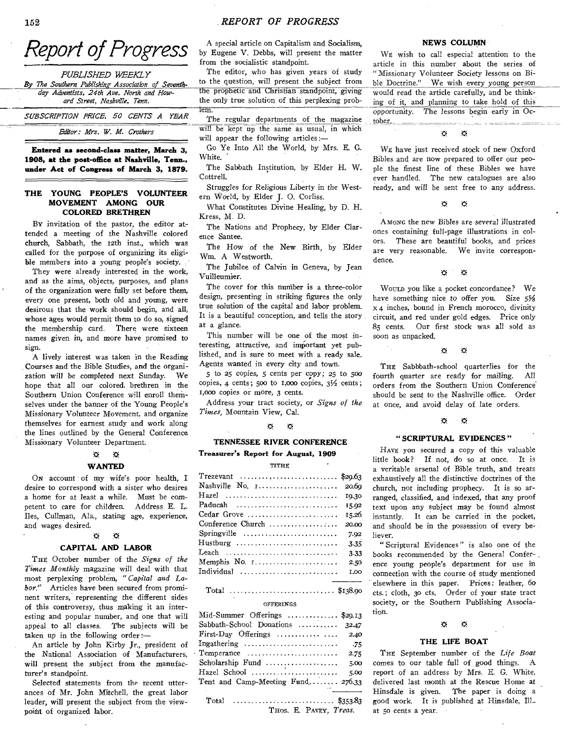# Report of Progress

*PUBLISHED WEEKLY*

*By The Southern Publishing Association of Seventh-day Adventists, 24th Ave. North and Howard Street, Nashville, Tenn.*

*SUBSCRIPTION PRICE, 50 CENTS A YEAR*

*Editor: Mrs. W. M. Crothers*

**Entered as second-class matter, March 3, 1908, at the post-office at Nashville, Tenn., under Act of Congress of March 3, 1879.**

## THE YOUNG PEOPLE'S VOLUNTEER MOVEMENT AMONG OUR COLORED BRETHREN

By invitation of the pastor, the editor attended a meeting of the Nashville colored church, Sabbath, the 12th inst., which was called for the purpose of organizing its eligible members into a young people's society.

They were already interested in the work, and as the aims, objects, purposes, and plans of the organization were fully set before them, every one present, both old and young, were desirous that the work should begin, and all, whose ages would permit them to do so, signed the membership card. There were sixteen names given in, and more have promised to sign.

A lively interest was taken in the Reading Courses and the Bible Studies, and the organization will be completed next Sunday. We hope that all our colored brethren in the Southern Union Conference will enroll themselves under the banner of the Young People's Missionary Volunteer Movement, and organize themselves for earnest study and work along the lines outlined by the General Conference Missionary Volunteer Department.

## WANTED

On account of my wife's poor health, I desire to correspond with a sister who desires a home for at least a while. Must be competent to care for children. Address E. L. Iles, Cullman, Ala., stating age, experience, and wages desired.

## CAPITAL AND LABOR

The October number of the *Signs of the Times Monthly* magazine will deal with that most perplexing problem, "*Capital and Labor*." Articles have been secured from prominent writers, representing the different sides of this controversy, thus making it an interesting and popular number, and one that will appeal to all classes. The subjects will be taken up in the following order:—

An article by John Kirby Jr., president of the National Association of Manufacturers, will present the subject from the manufacturer's standpoint.

Selected statements from the recent utterances of Mr. John Mitchell, the great labor leader, will present the subject from the viewpoint of organized labor.

A special article on Capitalism and Socialism, by Eugene V. Debbs, will present the matter from the socialistic standpoint.

The editor, who has given years of study to the question, will present the subject from the prophetic and Christian standpoint, giving the only true solution of this perplexing problem.

The regular departments of the magazine will be kept up the same as usual, in which will appear the following articles:—

Go Ye Into All the World, by Mrs. E. G. White.

The Sabbath Institution, by Elder H. W. Cottrell.

Struggles for Religious Liberty in the Western World, by Elder J. O. Corliss.

What Constitutes Divine Healing, by D. H. Kress, M. D.

The Nations and Prophecy, by Elder Clarence Santee.

The How of the New Birth, by Elder Wm. A Westworth.

The Jubilee of Calvin in Geneva, by Jean Vuilleumier.

The cover for this number is a three-color design, presenting in striking figures the only true solution of the capital and labor problem. It is a beautiful conception, and tells the story at a glance.

This number will be one of the most interesting, attractive, and important yet published, and is sure to meet with a ready sale. Agents wanted in every city and town.

5 to 25 copies, 5 cents per copy; 25 to 500 copies, 4 cents; 500 to 1,000 copies, 3½ cents; 1,000 copies or more, 3 cents.

Address your tract society, or *Signs of the Times*, Mountain View, Cal.

## TENNESSEE RIVER CONFERENCE

### Treasurer's Report for August, 1909

TITHE

| | |
|---|---|
| Trezevant | $29.63 |
| Nashville No. 1 | 20.69 |
| Hazel | 19.30 |
| Paducah | 15.92 |
| Cedar Grove | 15.26 |
| Conference Church | 20.00 |
| Springville | 7.92 |
| Hustburg | 3.35 |
| Leach | 3.33 |
| Memphis No. 1 | 2.50 |
| Individual | 1.00 |
| Total | $138.90 |

OFFERINGS

| | |
|---|---|
| Mid-Summer Offerings | $29.13 |
| Sabbath-School Donations | 32.47 |
| First-Day Offerings | 2.40 |
| Ingathering | .75 |
| Temperance | 2.75 |
| Scholarship Fund | 5.00 |
| Hazel School | 5.00 |
| Tent and Camp-Meeting Fund | 276.33 |
| Total | $353.83 |

Thos. E. Pavey, *Treas.*

## NEWS COLUMN

We wish to call especial attention to the article in this number about the series of "Missionary Volunteer Society lessons on Bible Doctrine." We wish every young person would read the article carefully, and be thinking of it, and planning to take hold of this opportunity. The lessons begin early in October.

We have just received stock of new Oxford Bibles and are now prepared to offer our people the finest line of these Bibles we have ever handled. The new catalogues are also ready, and will be sent free to any address.

Among the new Bibles are several illustrated ones containing full-page illustrations in colors. These are beautiful books, and prices are very reasonable. We invite correspondence.

Would you like a pocket concordance? We have something nice to offer you. Size 5⅝ x 4 inches, bound in French morocco, divinity circuit, and red under gold edges. Price only 85 cents. Our first stock was all sold as soon as unpacked.

The Sabbbath-school quarterlies for the fourth quarter are ready for mailing. All orders from the Southern Union Conference should be sent to the Nashville office. Order at once, and avoid delay of late orders.

## "SCRIPTURAL EVIDENCES"

Have you secured a copy of this valuable little book? If not, do so at once. It is a veritable arsenal of Bible truth, and treats exhaustively all the distinctive doctrines of the church, not including prophecy. It is so arranged, classified, and indexed, that any proof text upon any subject may be found almost instantly. It can be carried in the pocket, and should be in the possession of every believer.

"Scriptural Evidences" is also one of the books recommended by the General Conference young people's department for use in connection with the course of study mentioned elsewhere in this paper. Prices: leather, 60 cts.; cloth, 30 cts. Order of your state tract society, or the Southern Publishing Association.

## THE LIFE BOAT

The September number of the *Life Boat* comes to our table full of good things. A report of an address by Mrs. E. G. White, delivered last month at the Rescue Home at Hinsdale is given. The paper is doing a good work. It is published at Hinsdale, Ill., at 50 cents a year.